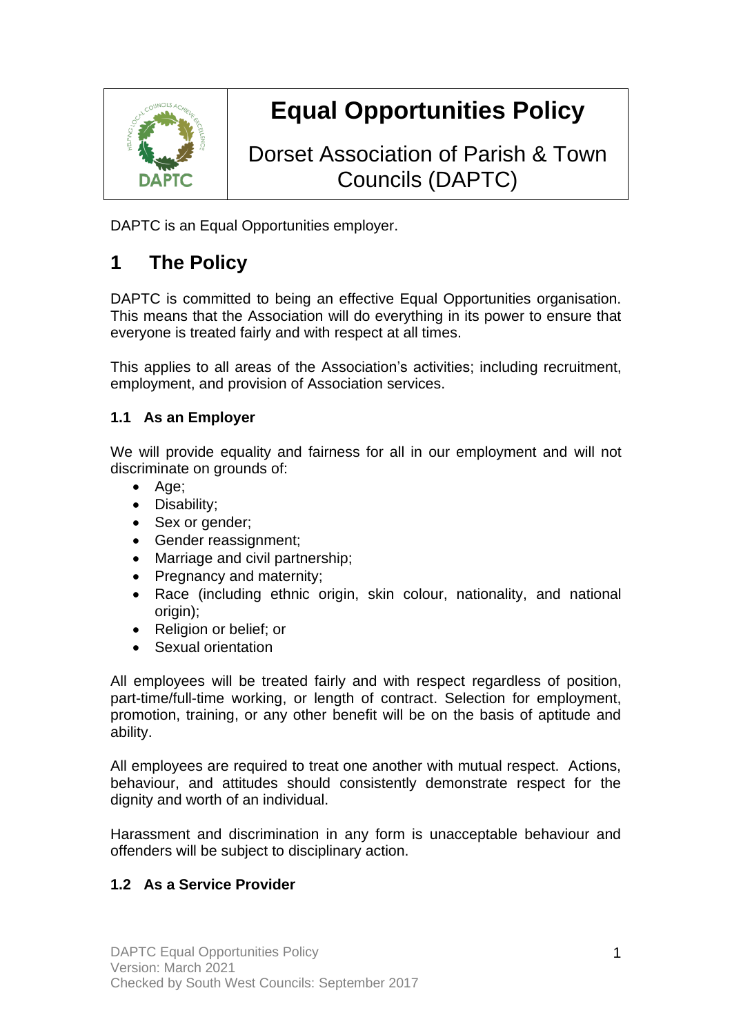# Equal Opportunities Policy

Dorset Association of Parish & Town Councils (DAPTC)

DAPTC is an Equal Opportunities employer.

## 1 The Policy

DAPTC is committed to being an effective Equal Opportunities organisation. This means that the Association will do everything in its power to ensure that everyone is treated fairly and with respect at all times.

This applies to all areas of the Association's activities; including recruitment, employment, and provision of Association services.

### 1.1 As an Employer

We will provide equality and fairness for all in our employment and will not discriminate on grounds of:

- Age;
- Disability;
- Sex or gender;
- Gender reassignment;
- Marriage and civil partnership;
- Pregnancy and maternity;
- Race (including ethnic origin, skin colour, nationality, and national origin);
- Religion or belief; or
- Sexual orientation

All employees will be treated fairly and with respect regardless of position, part-time/full-time working, or length of contract. Selection for employment, promotion, training, or any other benefit will be on the basis of aptitude and ability.

All employees are required to treat one another with mutual respect. Actions, behaviour, and attitudes should consistently demonstrate respect for the dignity and worth of an individual.

Harassment and discrimination in any form is unacceptable behaviour and offenders will be subject to disciplinary action.

### 1.2 As a Service Provider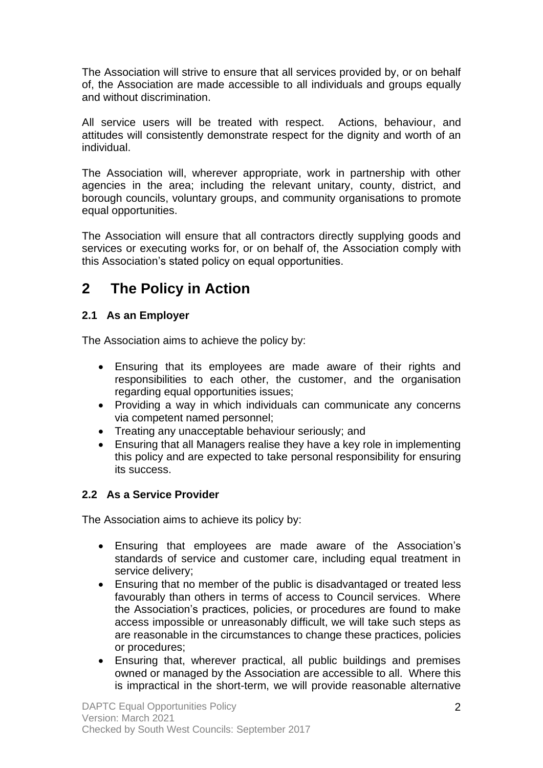The Association will strive to ensure that all services provided by, or on behalf of, the Association are made accessible to all individuals and groups equally and without discrimination.

All service users will be treated with respect. Actions, behaviour, and attitudes will consistently demonstrate respect for the dignity and worth of an individual.

The Association will, wherever appropriate, work in partnership with other agencies in the area; including the relevant unitary, county, district, and borough councils, voluntary groups, and community organisations to promote equal opportunities.

The Association will ensure that all contractors directly supplying goods and services or executing works for, or on behalf of, the Association comply with this Association's stated policy on equal opportunities.

# 2 The Policy in Action

### 2.1 As an Employer

The Association aims to achieve the policy by:

- Ensuring that its employees are made aware of their rights and responsibilities to each other, the customer, and the organisation regarding equal opportunities issues;
- Providing a way in which individuals can communicate any concerns via competent named personnel;
- Treating any unacceptable behaviour seriously; and
- Ensuring that all Managers realise they have a key role in implementing this policy and are expected to take personal responsibility for ensuring its success.

### 2.2 As a Service Provider

The Association aims to achieve its policy by:

- Ensuring that employees are made aware of the Association's standards of service and customer care, including equal treatment in service delivery;
- Ensuring that no member of the public is disadvantaged or treated less favourably than others in terms of access to Council services. Where the Association's practices, policies, or procedures are found to make access impossible or unreasonably difficult, we will take such steps as are reasonable in the circumstances to change these practices, policies or procedures;
- Ensuring that, wherever practical, all public buildings and premises owned or managed by the Association are accessible to all. Where this is impractical in the short-term, we will provide reasonable alternative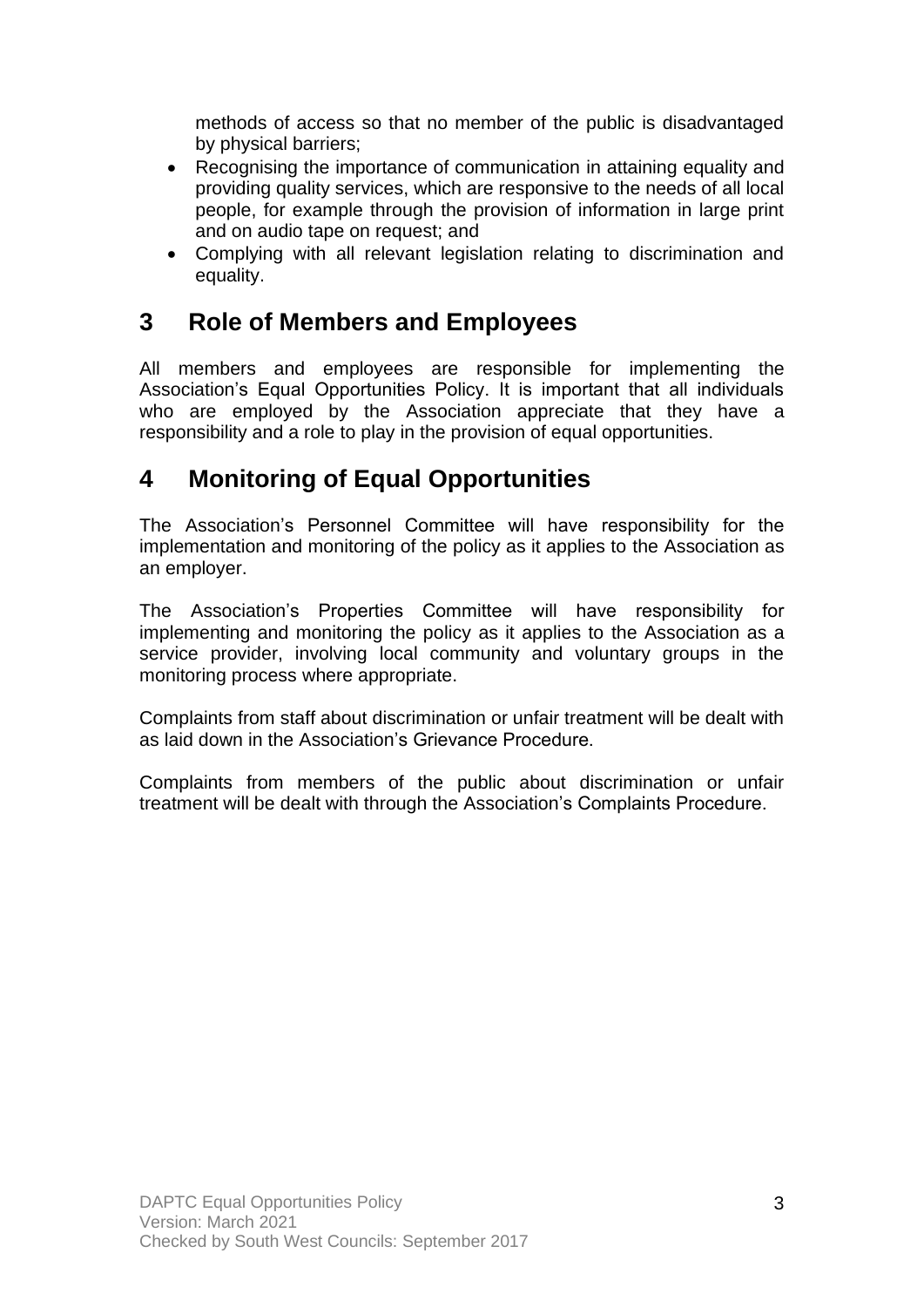methods of access so that no member of the public is disadvantaged by physical barriers;

- Recognising the importance of communication in attaining equality and providing quality services, which are responsive to the needs of all local people, for example through the provision of information in large print and on audio tape on request; and
- Complying with all relevant legislation relating to discrimination and equality.

## 3 Role of Members and Employees

All members and employees are responsible for implementing the Association's Equal Opportunities Policy. It is important that all individuals who are employed by the Association appreciate that they have a responsibility and a role to play in the provision of equal opportunities.

## 4 Monitoring of Equal Opportunities

The Association's Personnel Committee will have responsibility for the implementation and monitoring of the policy as it applies to the Association as an employer.

The Association's Properties Committee will have responsibility for implementing and monitoring the policy as it applies to the Association as a service provider, involving local community and voluntary groups in the monitoring process where appropriate.

Complaints from staff about discrimination or unfair treatment will be dealt with as laid down in the Association's Grievance Procedure.

Complaints from members of the public about discrimination or unfair treatment will be dealt with through the Association's Complaints Procedure.